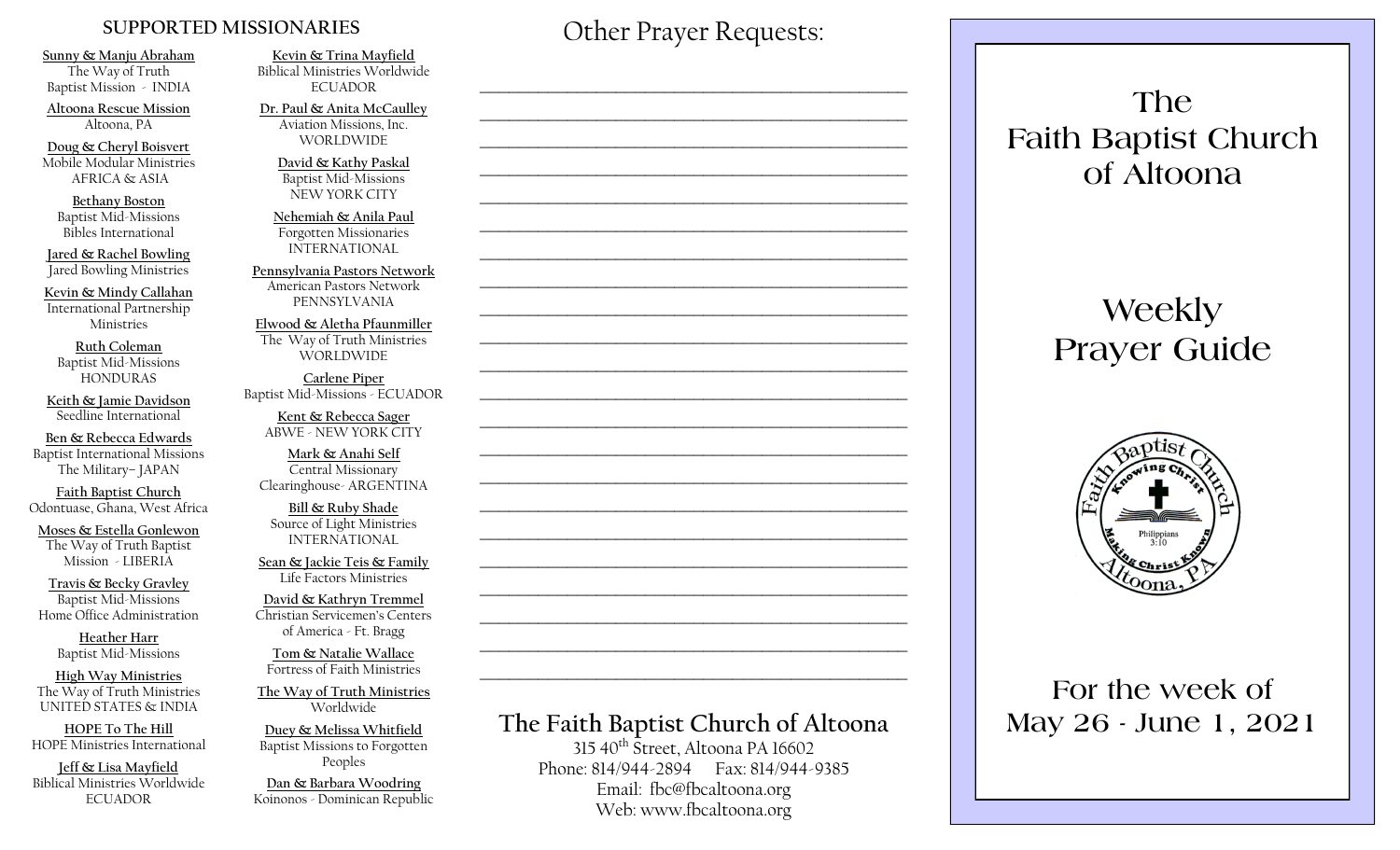## SUPPORTED MISSIONARIES

**Sunny & Manju Abraham**
The Way of Truth
Baptist Mission - INDIA

**Altoona Rescue Mission**
Altoona, PA

**Doug & Cheryl Boisvert**
Mobile Modular Ministries
AFRICA & ASIA

**Bethany Boston**
Baptist Mid-Missions
Bibles International

**Jared & Rachel Bowling**
Jared Bowling Ministries

**Kevin & Mindy Callahan**
International Partnership
Ministries

**Ruth Coleman**
Baptist Mid-Missions
HONDURAS

**Keith & Jamie Davidson**
Seedline International

**Ben & Rebecca Edwards**
Baptist International Missions
The Military– JAPAN

**Faith Baptist Church**
Odontuase, Ghana, West Africa

**Moses & Estella Gonlewon**
The Way of Truth Baptist
Mission - LIBERIA

**Travis & Becky Gravley**
Baptist Mid-Missions
Home Office Administration

**Heather Harr**
Baptist Mid-Missions

**High Way Ministries**
The Way of Truth Ministries
UNITED STATES & INDIA

**HOPE To The Hill**
HOPE Ministries International

**Jeff & Lisa Mayfield**
Biblical Ministries Worldwide
ECUADOR

**Kevin & Trina Mayfield**
Biblical Ministries Worldwide
ECUADOR

**Dr. Paul & Anita McCaulley**
Aviation Missions, Inc.
WORLDWIDE

**David & Kathy Paskal**
Baptist Mid-Missions
NEW YORK CITY

**Nehemiah & Anila Paul**
Forgotten Missionaries
INTERNATIONAL

**Pennsylvania Pastors Network**
American Pastors Network
PENNSYLVANIA

**Elwood & Aletha Pfaunmiller**
The Way of Truth Ministries
WORLDWIDE

**Carlene Piper**
Baptist Mid-Missions - ECUADOR

**Kent & Rebecca Sager**
ABWE - NEW YORK CITY

**Mark & Anahi Self**
Central Missionary
Clearinghouse- ARGENTINA

**Bill & Ruby Shade**
Source of Light Ministries
INTERNATIONAL

**Sean & Jackie Teis & Family**
Life Factors Ministries

**David & Kathryn Tremmel**
Christian Servicemen's Centers
of America - Ft. Bragg

**Tom & Natalie Wallace**
Fortress of Faith Ministries

**The Way of Truth Ministries**
Worldwide

**Duey & Melissa Whitfield**
Baptist Missions to Forgotten
Peoples

**Dan & Barbara Woodring**
Koinonos - Dominican Republic

## Other Prayer Requests:

______________________________________________

______________________________________________

______________________________________________

______________________________________________

______________________________________________

______________________________________________

______________________________________________

______________________________________________

______________________________________________

______________________________________________

______________________________________________

______________________________________________

______________________________________________

______________________________________________

______________________________________________

______________________________________________

______________________________________________

______________________________________________

______________________________________________

______________________________________________

______________________________________________

______________________________________________

## The Faith Baptist Church of Altoona

315 40th Street, Altoona PA 16602
Phone: 814/944-2894 Fax: 814/944-9385
Email: fbc@fbcaltoona.org
Web: www.fbcaltoona.org

# The Faith Baptist Church of Altoona

# Weekly Prayer Guide

Faith Baptist Church — Knowing Christ — Making Christ Known — Philippians 3:10 — Altoona, PA

## For the week of May 26 - June 1, 2021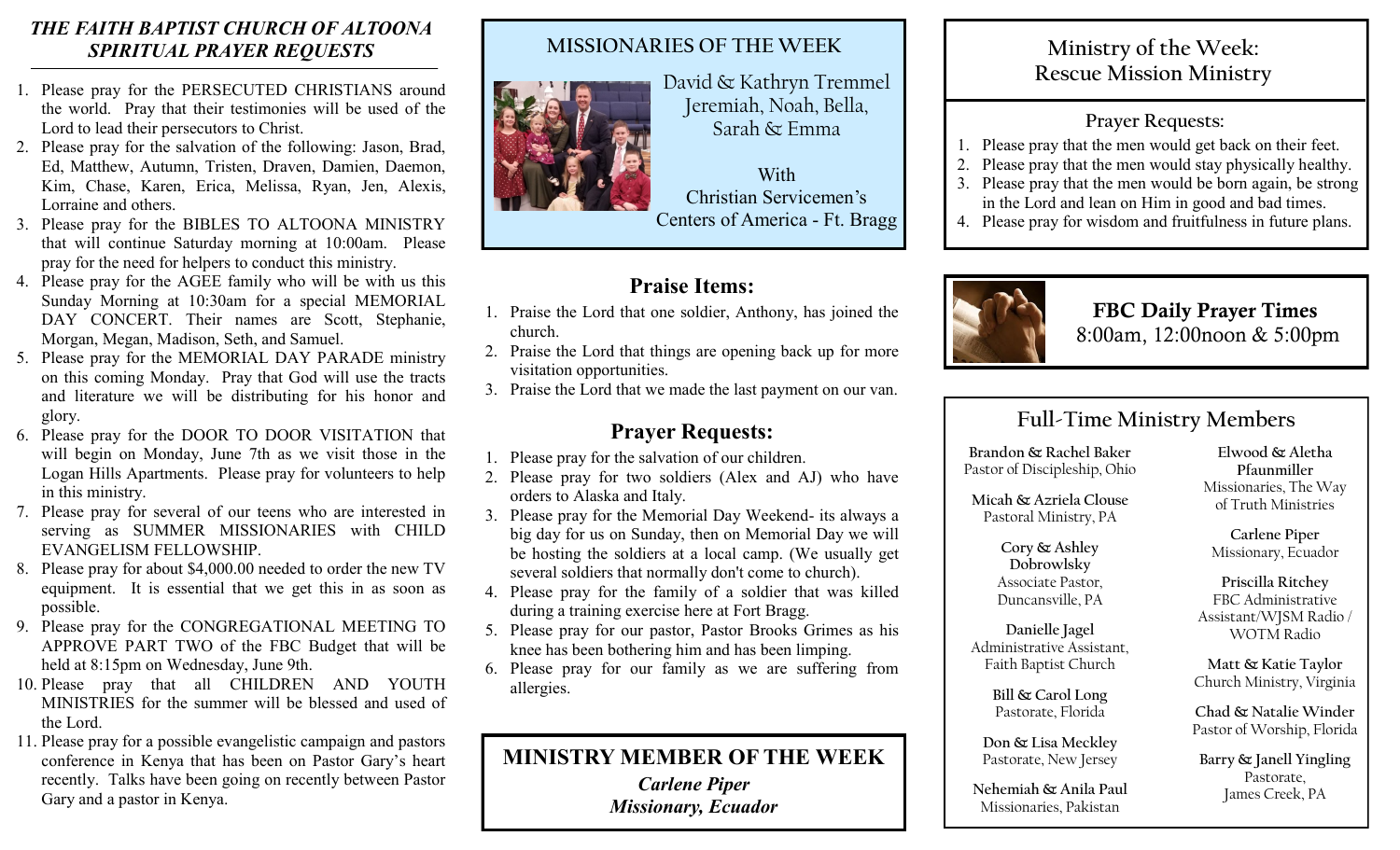## THE FAITH BAPTIST CHURCH OF ALTOONA SPIRITUAL PRAYER REQUESTS

1. Please pray for the PERSECUTED CHRISTIANS around the world. Pray that their testimonies will be used of the Lord to lead their persecutors to Christ.
2. Please pray for the salvation of the following: Jason, Brad, Ed, Matthew, Autumn, Tristen, Draven, Damien, Daemon, Kim, Chase, Karen, Erica, Melissa, Ryan, Jen, Alexis, Lorraine and others.
3. Please pray for the BIBLES TO ALTOONA MINISTRY that will continue Saturday morning at 10:00am. Please pray for the need for helpers to conduct this ministry.
4. Please pray for the AGEE family who will be with us this Sunday Morning at 10:30am for a special MEMORIAL DAY CONCERT. Their names are Scott, Stephanie, Morgan, Megan, Madison, Seth, and Samuel.
5. Please pray for the MEMORIAL DAY PARADE ministry on this coming Monday. Pray that God will use the tracts and literature we will be distributing for his honor and glory.
6. Please pray for the DOOR TO DOOR VISITATION that will begin on Monday, June 7th as we visit those in the Logan Hills Apartments. Please pray for volunteers to help in this ministry.
7. Please pray for several of our teens who are interested in serving as SUMMER MISSIONARIES with CHILD EVANGELISM FELLOWSHIP.
8. Please pray for about $4,000.00 needed to order the new TV equipment. It is essential that we get this in as soon as possible.
9. Please pray for the CONGREGATIONAL MEETING TO APPROVE PART TWO of the FBC Budget that will be held at 8:15pm on Wednesday, June 9th.
10. Please pray that all CHILDREN AND YOUTH MINISTRIES for the summer will be blessed and used of the Lord.
11. Please pray for a possible evangelistic campaign and pastors conference in Kenya that has been on Pastor Gary's heart recently. Talks have been going on recently between Pastor Gary and a pastor in Kenya.

## MISSIONARIES OF THE WEEK

David & Kathryn Tremmel
Jeremiah, Noah, Bella, Sarah & Emma

With
Christian Servicemen's Centers of America - Ft. Bragg

### Praise Items:

1. Praise the Lord that one soldier, Anthony, has joined the church.
2. Praise the Lord that things are opening back up for more visitation opportunities.
3. Praise the Lord that we made the last payment on our van.

### Prayer Requests:

1. Please pray for the salvation of our children.
2. Please pray for two soldiers (Alex and AJ) who have orders to Alaska and Italy.
3. Please pray for the Memorial Day Weekend- its always a big day for us on Sunday, then on Memorial Day we will be hosting the soldiers at a local camp. (We usually get several soldiers that normally don't come to church).
4. Please pray for the family of a soldier that was killed during a training exercise here at Fort Bragg.
5. Please pray for our pastor, Pastor Brooks Grimes as his knee has been bothering him and has been limping.
6. Please pray for our family as we are suffering from allergies.

## MINISTRY MEMBER OF THE WEEK

***Carlene Piper***
***Missionary, Ecuador***

## Ministry of the Week: Rescue Mission Ministry

### Prayer Requests:

1. Please pray that the men would get back on their feet.
2. Please pray that the men would stay physically healthy.
3. Please pray that the men would be born again, be strong in the Lord and lean on Him in good and bad times.
4. Please pray for wisdom and fruitfulness in future plans.

## FBC Daily Prayer Times

8:00am, 12:00noon & 5:00pm

## Full-Time Ministry Members

**Brandon & Rachel Baker**
Pastor of Discipleship, Ohio

**Micah & Azriela Clouse**
Pastoral Ministry, PA

**Cory & Ashley Dobrowlsky**
Associate Pastor, Duncansville, PA

**Danielle Jagel**
Administrative Assistant, Faith Baptist Church

**Bill & Carol Long**
Pastorate, Florida

**Don & Lisa Meckley**
Pastorate, New Jersey

**Nehemiah & Anila Paul**
Missionaries, Pakistan

**Elwood & Aletha Pfaunmiller**
Missionaries, The Way of Truth Ministries

**Carlene Piper**
Missionary, Ecuador

**Priscilla Ritchey**
FBC Administrative Assistant/WJSM Radio / WOTM Radio

**Matt & Katie Taylor**
Church Ministry, Virginia

**Chad & Natalie Winder**
Pastor of Worship, Florida

**Barry & Janell Yingling**
Pastorate, James Creek, PA